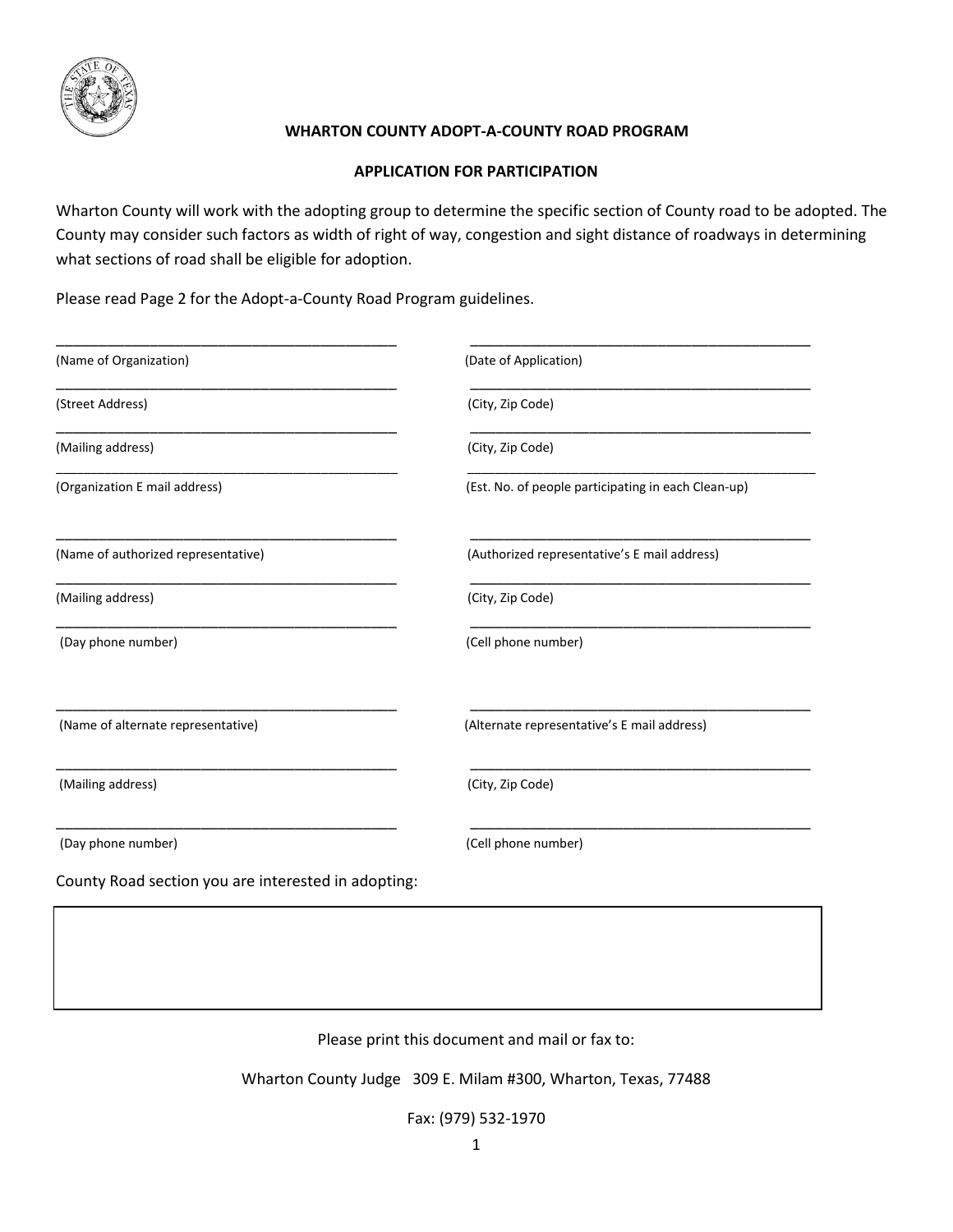## WHARTON COUNTY ADOPT-A-COUNTY ROAD PROGRAM

## APPLICATION FOR PARTICIPATION

Wharton County will work with the adopting group to determine the specific section of County road to be adopted. The County may consider such factors as width of right of way, congestion and sight distance of roadways in determining what sections of road shall be eligible for adoption.

Please read Page 2 for the Adopt-a-County Road Program guidelines.

| | |
|---|---|
| ______________________________ | ______________________________ |
| (Name of Organization) | (Date of Application) |
| ______________________________ | ______________________________ |
| (Street Address) | (City, Zip Code) |
| ______________________________ | ______________________________ |
| (Mailing address) | (City, Zip Code) |
| ______________________________ | ______________________________ |
| (Organization E mail address) | (Est. No. of people participating in each Clean-up) |
| ______________________________ | ______________________________ |
| (Name of authorized representative) | (Authorized representative's E mail address) |
| ______________________________ | ______________________________ |
| (Mailing address) | (City, Zip Code) |
| ______________________________ | ______________________________ |
| (Day phone number) | (Cell phone number) |
| ______________________________ | ______________________________ |
| (Name of alternate representative) | (Alternate representative's E mail address) |
| ______________________________ | ______________________________ |
| (Mailing address) | (City, Zip Code) |
| ______________________________ | ______________________________ |
| (Day phone number) | (Cell phone number) |

County Road section you are interested in adopting:

| |
|---|
| |

Please print this document and mail or fax to:

Wharton County Judge 309 E. Milam #300, Wharton, Texas, 77488

Fax: (979) 532-1970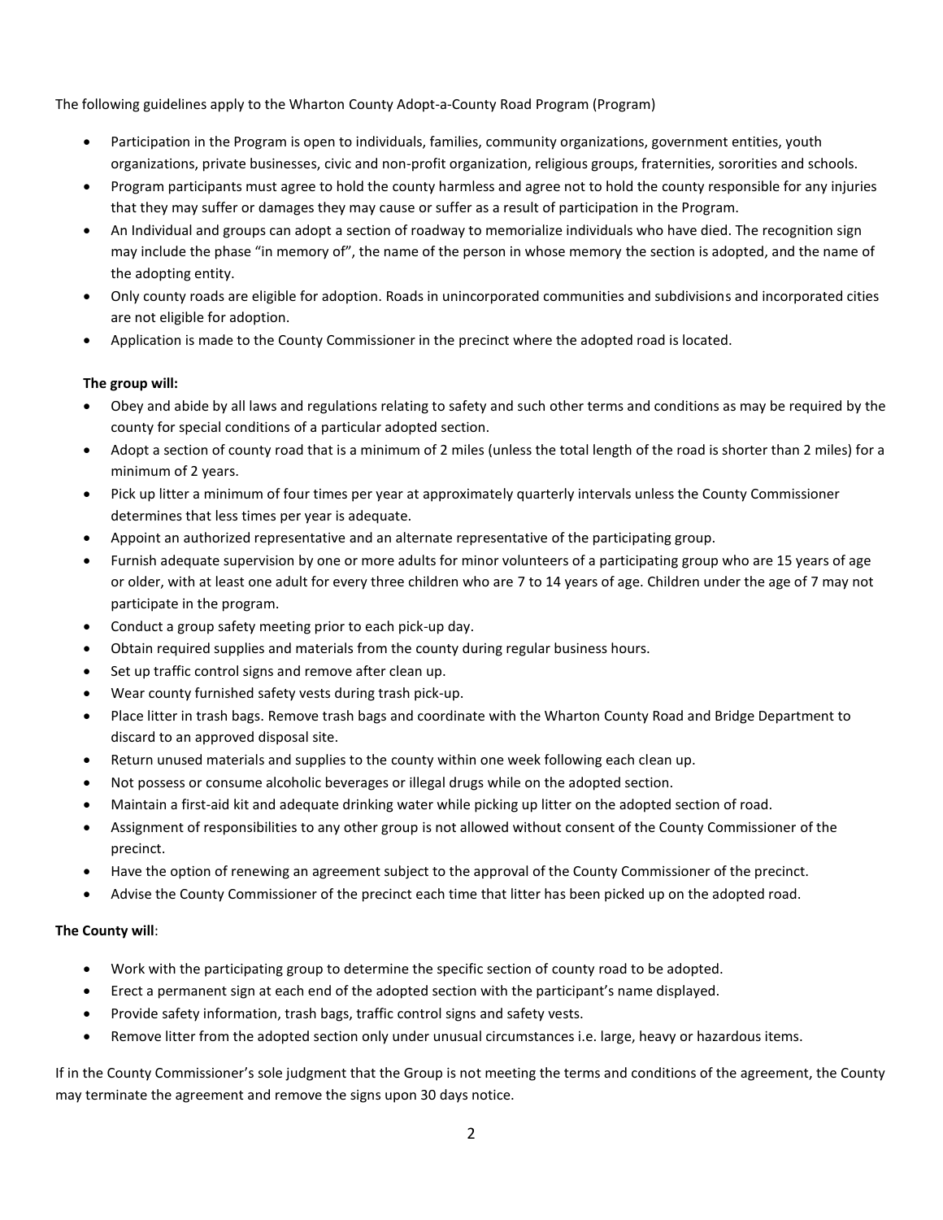The following guidelines apply to the Wharton County Adopt-a-County Road Program (Program)

- Participation in the Program is open to individuals, families, community organizations, government entities, youth organizations, private businesses, civic and non-profit organization, religious groups, fraternities, sororities and schools.
- Program participants must agree to hold the county harmless and agree not to hold the county responsible for any injuries that they may suffer or damages they may cause or suffer as a result of participation in the Program.
- An Individual and groups can adopt a section of roadway to memorialize individuals who have died. The recognition sign may include the phase "in memory of", the name of the person in whose memory the section is adopted, and the name of the adopting entity.
- Only county roads are eligible for adoption. Roads in unincorporated communities and subdivisions and incorporated cities are not eligible for adoption.
- Application is made to the County Commissioner in the precinct where the adopted road is located.

**The group will:**

- Obey and abide by all laws and regulations relating to safety and such other terms and conditions as may be required by the county for special conditions of a particular adopted section.
- Adopt a section of county road that is a minimum of 2 miles (unless the total length of the road is shorter than 2 miles) for a minimum of 2 years.
- Pick up litter a minimum of four times per year at approximately quarterly intervals unless the County Commissioner determines that less times per year is adequate.
- Appoint an authorized representative and an alternate representative of the participating group.
- Furnish adequate supervision by one or more adults for minor volunteers of a participating group who are 15 years of age or older, with at least one adult for every three children who are 7 to 14 years of age. Children under the age of 7 may not participate in the program.
- Conduct a group safety meeting prior to each pick-up day.
- Obtain required supplies and materials from the county during regular business hours.
- Set up traffic control signs and remove after clean up.
- Wear county furnished safety vests during trash pick-up.
- Place litter in trash bags. Remove trash bags and coordinate with the Wharton County Road and Bridge Department to discard to an approved disposal site.
- Return unused materials and supplies to the county within one week following each clean up.
- Not possess or consume alcoholic beverages or illegal drugs while on the adopted section.
- Maintain a first-aid kit and adequate drinking water while picking up litter on the adopted section of road.
- Assignment of responsibilities to any other group is not allowed without consent of the County Commissioner of the precinct.
- Have the option of renewing an agreement subject to the approval of the County Commissioner of the precinct.
- Advise the County Commissioner of the precinct each time that litter has been picked up on the adopted road.

**The County will**:

- Work with the participating group to determine the specific section of county road to be adopted.
- Erect a permanent sign at each end of the adopted section with the participant's name displayed.
- Provide safety information, trash bags, traffic control signs and safety vests.
- Remove litter from the adopted section only under unusual circumstances i.e. large, heavy or hazardous items.

If in the County Commissioner's sole judgment that the Group is not meeting the terms and conditions of the agreement, the County may terminate the agreement and remove the signs upon 30 days notice.